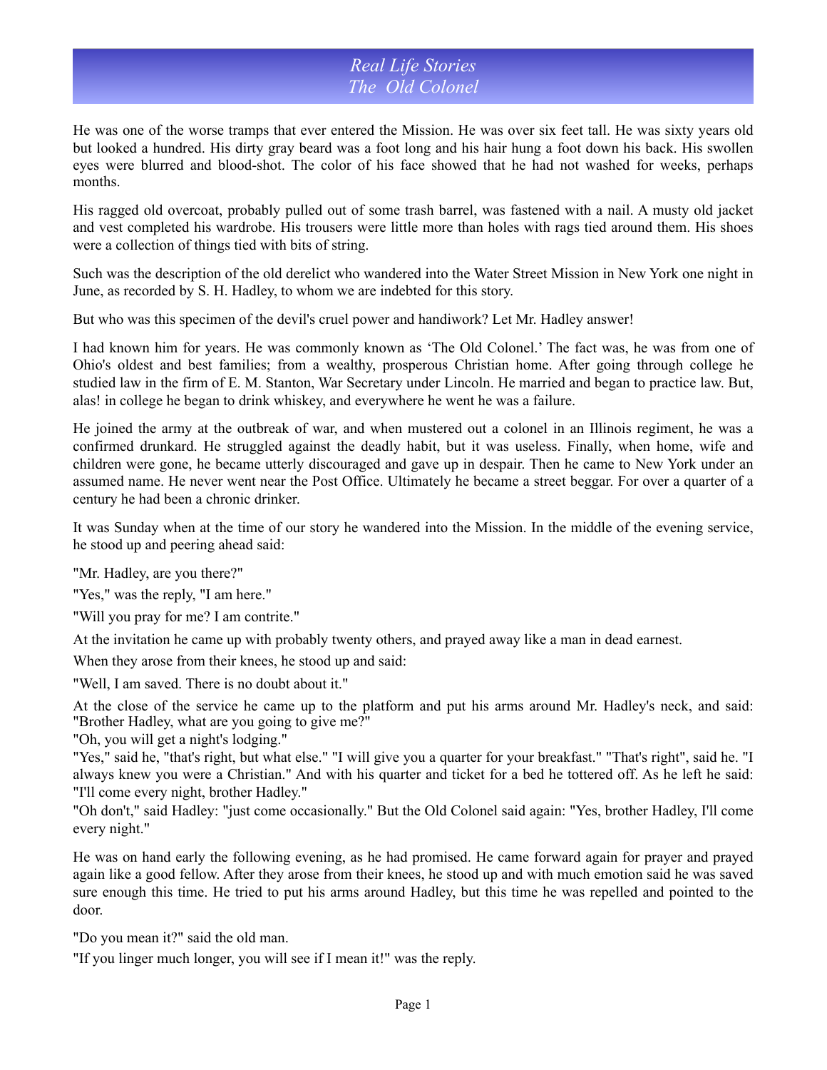# Real Life Stories
## The Old Colonel

He was one of the worse tramps that ever entered the Mission. He was over six feet tall. He was sixty years old but looked a hundred. His dirty gray beard was a foot long and his hair hung a foot down his back. His swollen eyes were blurred and blood-shot. The color of his face showed that he had not washed for weeks, perhaps months.

His ragged old overcoat, probably pulled out of some trash barrel, was fastened with a nail. A musty old jacket and vest completed his wardrobe. His trousers were little more than holes with rags tied around them. His shoes were a collection of things tied with bits of string.

Such was the description of the old derelict who wandered into the Water Street Mission in New York one night in June, as recorded by S. H. Hadley, to whom we are indebted for this story.

But who was this specimen of the devil's cruel power and handiwork? Let Mr. Hadley answer!

I had known him for years. He was commonly known as 'The Old Colonel.' The fact was, he was from one of Ohio's oldest and best families; from a wealthy, prosperous Christian home. After going through college he studied law in the firm of E. M. Stanton, War Secretary under Lincoln. He married and began to practice law. But, alas! in college he began to drink whiskey, and everywhere he went he was a failure.

He joined the army at the outbreak of war, and when mustered out a colonel in an Illinois regiment, he was a confirmed drunkard. He struggled against the deadly habit, but it was useless. Finally, when home, wife and children were gone, he became utterly discouraged and gave up in despair. Then he came to New York under an assumed name. He never went near the Post Office. Ultimately he became a street beggar. For over a quarter of a century he had been a chronic drinker.

It was Sunday when at the time of our story he wandered into the Mission. In the middle of the evening service, he stood up and peering ahead said:

"Mr. Hadley, are you there?"

"Yes," was the reply, "I am here."

"Will you pray for me? I am contrite."

At the invitation he came up with probably twenty others, and prayed away like a man in dead earnest.

When they arose from their knees, he stood up and said:

"Well, I am saved. There is no doubt about it."

At the close of the service he came up to the platform and put his arms around Mr. Hadley's neck, and said: "Brother Hadley, what are you going to give me?"

"Oh, you will get a night's lodging."

"Yes," said he, "that's right, but what else." "I will give you a quarter for your breakfast." "That's right", said he. "I always knew you were a Christian." And with his quarter and ticket for a bed he tottered off. As he left he said: "I'll come every night, brother Hadley."

"Oh don't," said Hadley: "just come occasionally." But the Old Colonel said again: "Yes, brother Hadley, I'll come every night."

He was on hand early the following evening, as he had promised. He came forward again for prayer and prayed again like a good fellow. After they arose from their knees, he stood up and with much emotion said he was saved sure enough this time. He tried to put his arms around Hadley, but this time he was repelled and pointed to the door.

"Do you mean it?" said the old man.

"If you linger much longer, you will see if I mean it!" was the reply.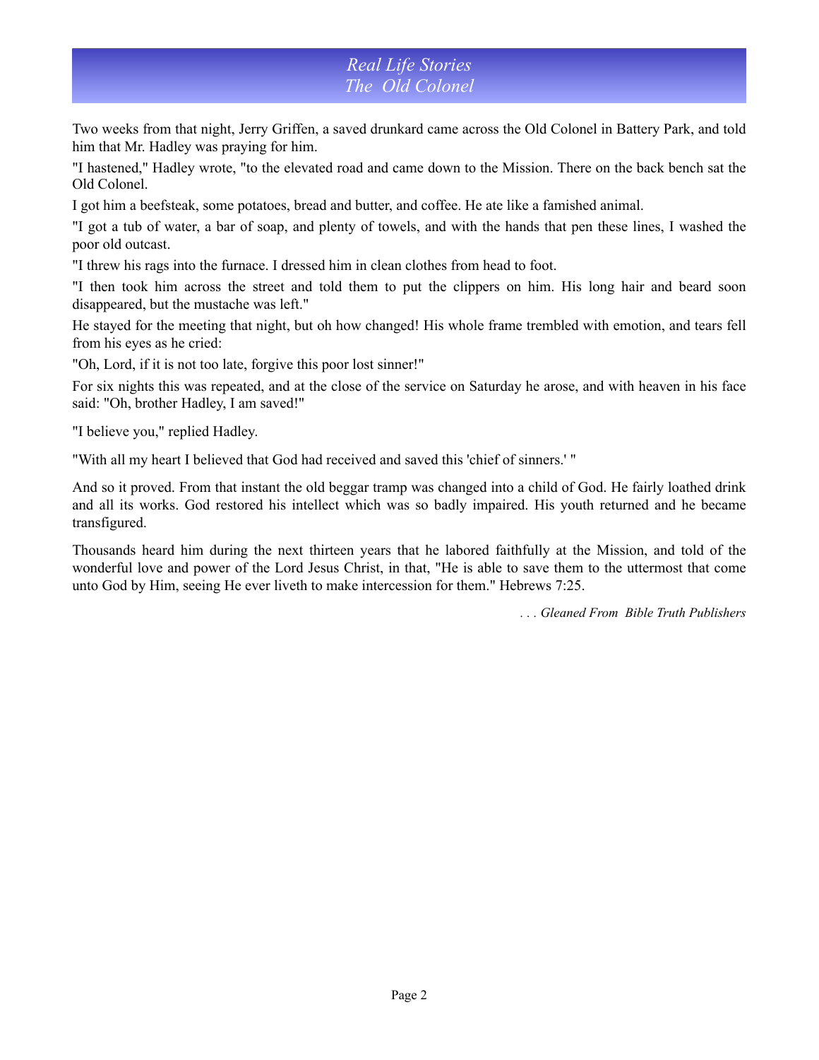Two weeks from that night, Jerry Griffen, a saved drunkard came across the Old Colonel in Battery Park, and told him that Mr. Hadley was praying for him.

"I hastened," Hadley wrote, "to the elevated road and came down to the Mission. There on the back bench sat the Old Colonel.

I got him a beefsteak, some potatoes, bread and butter, and coffee. He ate like a famished animal.

"I got a tub of water, a bar of soap, and plenty of towels, and with the hands that pen these lines, I washed the poor old outcast.

"I threw his rags into the furnace. I dressed him in clean clothes from head to foot.

"I then took him across the street and told them to put the clippers on him. His long hair and beard soon disappeared, but the mustache was left."

He stayed for the meeting that night, but oh how changed! His whole frame trembled with emotion, and tears fell from his eyes as he cried:

"Oh, Lord, if it is not too late, forgive this poor lost sinner!"

For six nights this was repeated, and at the close of the service on Saturday he arose, and with heaven in his face said: "Oh, brother Hadley, I am saved!"

"I believe you," replied Hadley.

"With all my heart I believed that God had received and saved this 'chief of sinners.' "

And so it proved. From that instant the old beggar tramp was changed into a child of God. He fairly loathed drink and all its works. God restored his intellect which was so badly impaired. His youth returned and he became transfigured.

Thousands heard him during the next thirteen years that he labored faithfully at the Mission, and told of the wonderful love and power of the Lord Jesus Christ, in that, "He is able to save them to the uttermost that come unto God by Him, seeing He ever liveth to make intercession for them." Hebrews 7:25.

*. . . Gleaned From Bible Truth Publishers*